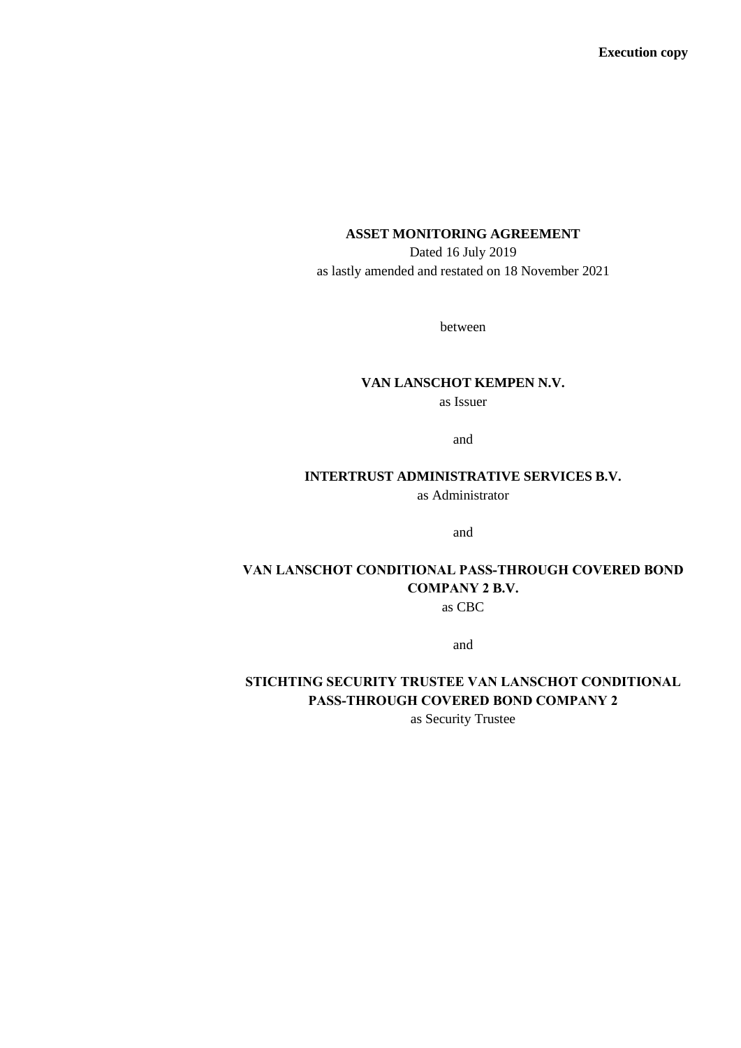**Execution copy**

**ASSET MONITORING AGREEMENT**

Dated 16 July 2019

as lastly amended and restated on 18 November 2021

between

**VAN LANSCHOT KEMPEN N.V.**

as Issuer

and

**INTERTRUST ADMINISTRATIVE SERVICES B.V.**

as Administrator

and

**VAN LANSCHOT CONDITIONAL PASS-THROUGH COVERED BOND COMPANY 2 B.V.**

as CBC

and

**STICHTING SECURITY TRUSTEE VAN LANSCHOT CONDITIONAL PASS-THROUGH COVERED BOND COMPANY 2**

as Security Trustee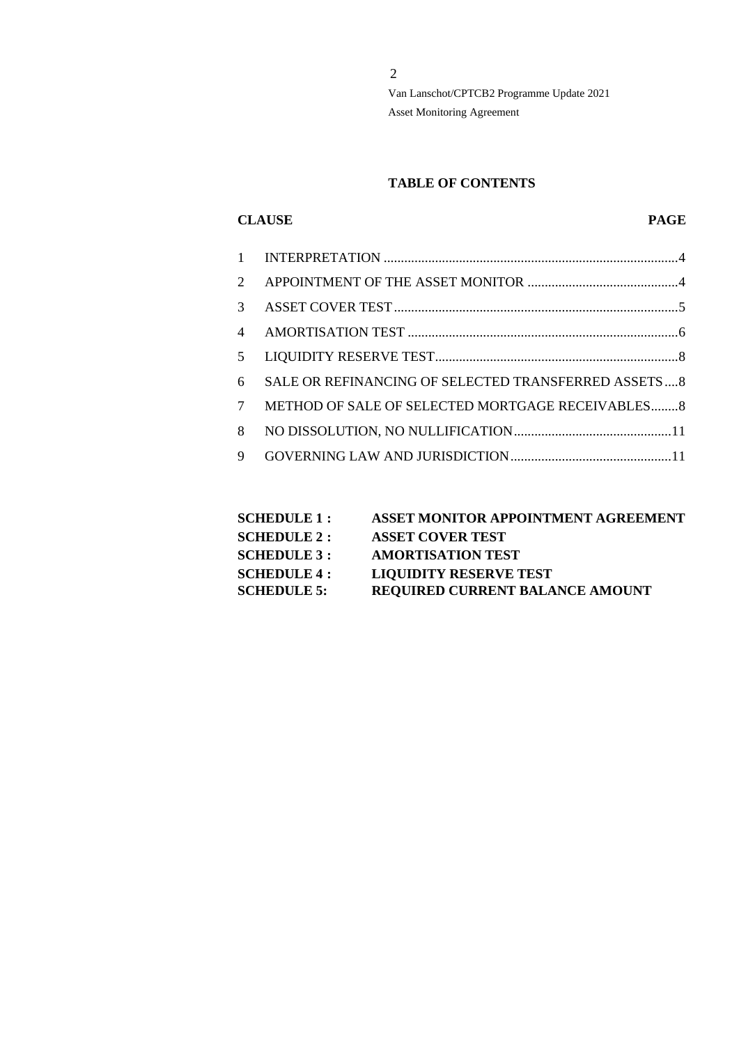## TABLE OF CONTENTS

| CLAUSE | | PAGE |
|---|---|---|
| 1 | INTERPRETATION | 4 |
| 2 | APPOINTMENT OF THE ASSET MONITOR | 4 |
| 3 | ASSET COVER TEST | 5 |
| 4 | AMORTISATION TEST | 6 |
| 5 | LIQUIDITY RESERVE TEST | 8 |
| 6 | SALE OR REFINANCING OF SELECTED TRANSFERRED ASSETS | 8 |
| 7 | METHOD OF SALE OF SELECTED MORTGAGE RECEIVABLES | 8 |
| 8 | NO DISSOLUTION, NO NULLIFICATION | 11 |
| 9 | GOVERNING LAW AND JURISDICTION | 11 |

**SCHEDULE 1 :** **ASSET MONITOR APPOINTMENT AGREEMENT**
**SCHEDULE 2 :** **ASSET COVER TEST**
**SCHEDULE 3 :** **AMORTISATION TEST**
**SCHEDULE 4 :** **LIQUIDITY RESERVE TEST**
**SCHEDULE 5:** **REQUIRED CURRENT BALANCE AMOUNT**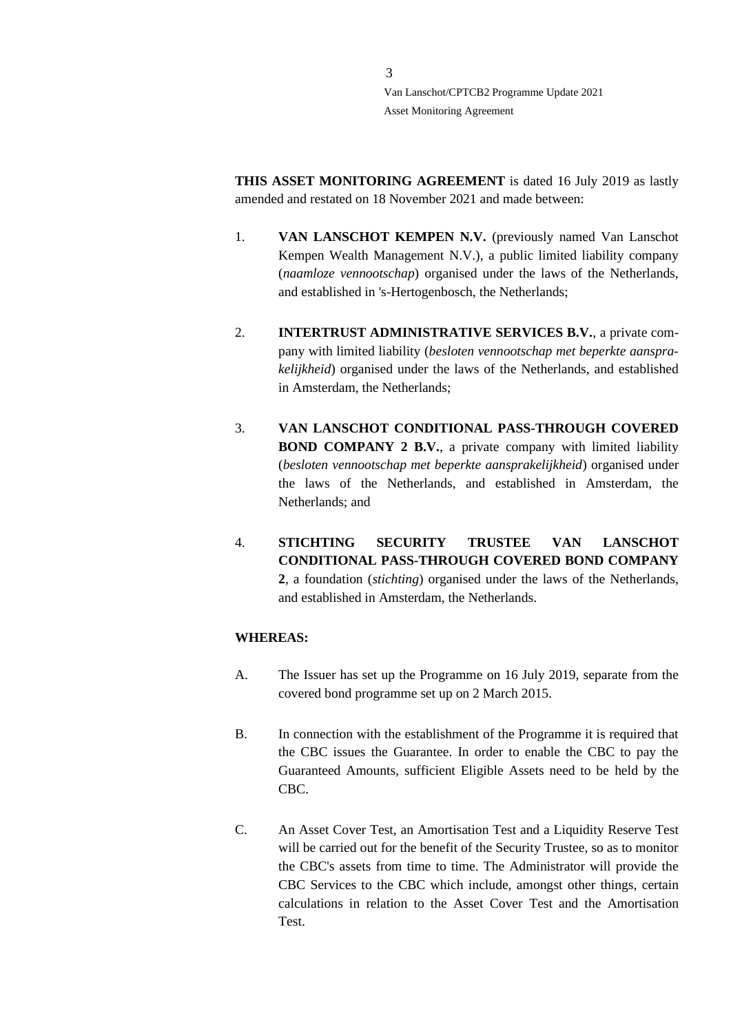**THIS ASSET MONITORING AGREEMENT** is dated 16 July 2019 as lastly amended and restated on 18 November 2021 and made between:

1. **VAN LANSCHOT KEMPEN N.V.** (previously named Van Lanschot Kempen Wealth Management N.V.), a public limited liability company (*naamloze vennootschap*) organised under the laws of the Netherlands, and established in 's-Hertogenbosch, the Netherlands;

2. **INTERTRUST ADMINISTRATIVE SERVICES B.V.**, a private company with limited liability (*besloten vennootschap met beperkte aansprakelijkheid*) organised under the laws of the Netherlands, and established in Amsterdam, the Netherlands;

3. **VAN LANSCHOT CONDITIONAL PASS-THROUGH COVERED BOND COMPANY 2 B.V.**, a private company with limited liability (*besloten vennootschap met beperkte aansprakelijkheid*) organised under the laws of the Netherlands, and established in Amsterdam, the Netherlands; and

4. **STICHTING SECURITY TRUSTEE VAN LANSCHOT CONDITIONAL PASS-THROUGH COVERED BOND COMPANY 2**, a foundation (*stichting*) organised under the laws of the Netherlands, and established in Amsterdam, the Netherlands.

**WHEREAS:**

A. The Issuer has set up the Programme on 16 July 2019, separate from the covered bond programme set up on 2 March 2015.

B. In connection with the establishment of the Programme it is required that the CBC issues the Guarantee. In order to enable the CBC to pay the Guaranteed Amounts, sufficient Eligible Assets need to be held by the CBC.

C. An Asset Cover Test, an Amortisation Test and a Liquidity Reserve Test will be carried out for the benefit of the Security Trustee, so as to monitor the CBC's assets from time to time. The Administrator will provide the CBC Services to the CBC which include, amongst other things, certain calculations in relation to the Asset Cover Test and the Amortisation Test.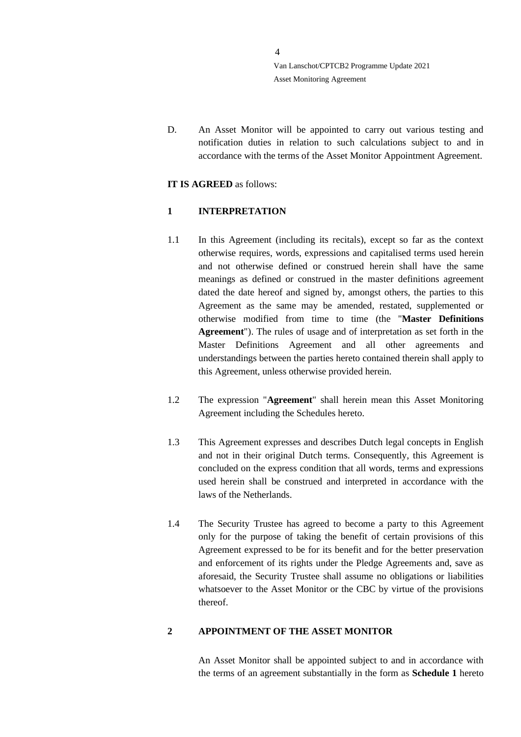D. An Asset Monitor will be appointed to carry out various testing and notification duties in relation to such calculations subject to and in accordance with the terms of the Asset Monitor Appointment Agreement.

**IT IS AGREED** as follows:

## 1 INTERPRETATION

1.1 In this Agreement (including its recitals), except so far as the context otherwise requires, words, expressions and capitalised terms used herein and not otherwise defined or construed herein shall have the same meanings as defined or construed in the master definitions agreement dated the date hereof and signed by, amongst others, the parties to this Agreement as the same may be amended, restated, supplemented or otherwise modified from time to time (the "**Master Definitions Agreement**"). The rules of usage and of interpretation as set forth in the Master Definitions Agreement and all other agreements and understandings between the parties hereto contained therein shall apply to this Agreement, unless otherwise provided herein.

1.2 The expression "**Agreement**" shall herein mean this Asset Monitoring Agreement including the Schedules hereto.

1.3 This Agreement expresses and describes Dutch legal concepts in English and not in their original Dutch terms. Consequently, this Agreement is concluded on the express condition that all words, terms and expressions used herein shall be construed and interpreted in accordance with the laws of the Netherlands.

1.4 The Security Trustee has agreed to become a party to this Agreement only for the purpose of taking the benefit of certain provisions of this Agreement expressed to be for its benefit and for the better preservation and enforcement of its rights under the Pledge Agreements and, save as aforesaid, the Security Trustee shall assume no obligations or liabilities whatsoever to the Asset Monitor or the CBC by virtue of the provisions thereof.

## 2 APPOINTMENT OF THE ASSET MONITOR

An Asset Monitor shall be appointed subject to and in accordance with the terms of an agreement substantially in the form as **Schedule 1** hereto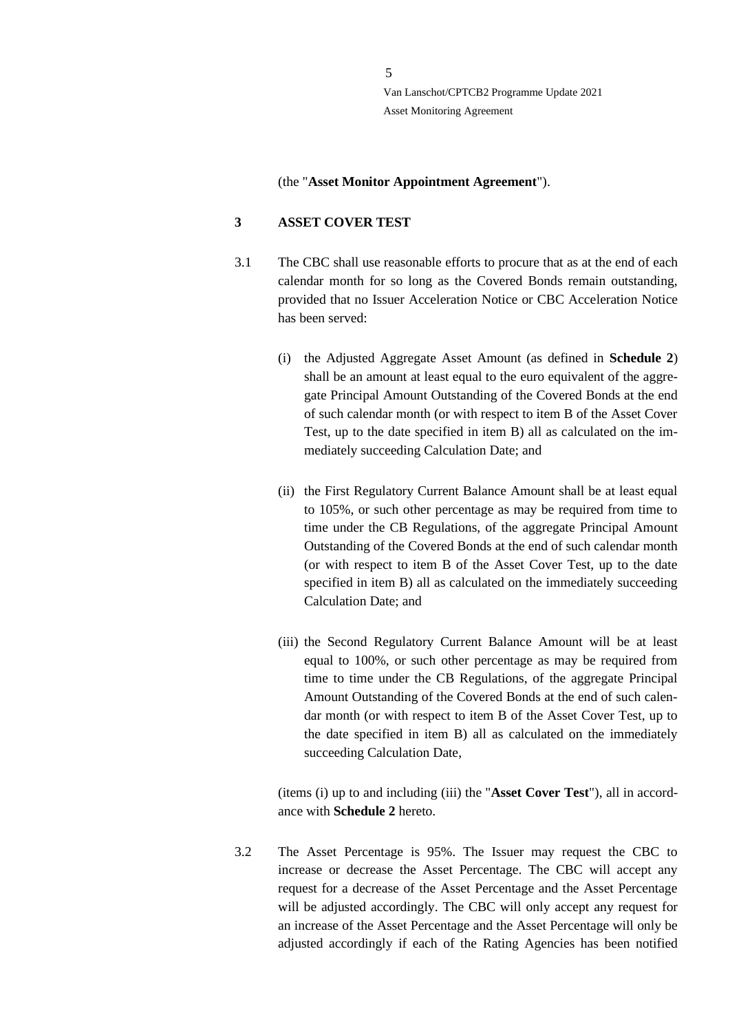(the "**Asset Monitor Appointment Agreement**").

## 3 ASSET COVER TEST

3.1 The CBC shall use reasonable efforts to procure that as at the end of each calendar month for so long as the Covered Bonds remain outstanding, provided that no Issuer Acceleration Notice or CBC Acceleration Notice has been served:

(i) the Adjusted Aggregate Asset Amount (as defined in **Schedule 2**) shall be an amount at least equal to the euro equivalent of the aggregate Principal Amount Outstanding of the Covered Bonds at the end of such calendar month (or with respect to item B of the Asset Cover Test, up to the date specified in item B) all as calculated on the immediately succeeding Calculation Date; and

(ii) the First Regulatory Current Balance Amount shall be at least equal to 105%, or such other percentage as may be required from time to time under the CB Regulations, of the aggregate Principal Amount Outstanding of the Covered Bonds at the end of such calendar month (or with respect to item B of the Asset Cover Test, up to the date specified in item B) all as calculated on the immediately succeeding Calculation Date; and

(iii) the Second Regulatory Current Balance Amount will be at least equal to 100%, or such other percentage as may be required from time to time under the CB Regulations, of the aggregate Principal Amount Outstanding of the Covered Bonds at the end of such calendar month (or with respect to item B of the Asset Cover Test, up to the date specified in item B) all as calculated on the immediately succeeding Calculation Date,

(items (i) up to and including (iii) the "**Asset Cover Test**"), all in accordance with **Schedule 2** hereto.

3.2 The Asset Percentage is 95%. The Issuer may request the CBC to increase or decrease the Asset Percentage. The CBC will accept any request for a decrease of the Asset Percentage and the Asset Percentage will be adjusted accordingly. The CBC will only accept any request for an increase of the Asset Percentage and the Asset Percentage will only be adjusted accordingly if each of the Rating Agencies has been notified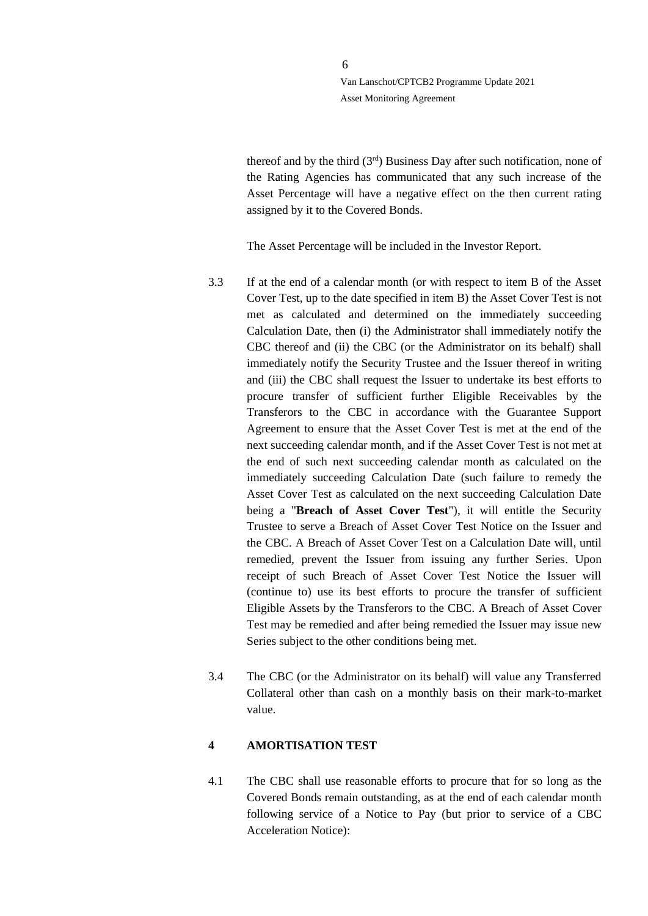thereof and by the third (3rd) Business Day after such notification, none of the Rating Agencies has communicated that any such increase of the Asset Percentage will have a negative effect on the then current rating assigned by it to the Covered Bonds.

The Asset Percentage will be included in the Investor Report.

3.3 If at the end of a calendar month (or with respect to item B of the Asset Cover Test, up to the date specified in item B) the Asset Cover Test is not met as calculated and determined on the immediately succeeding Calculation Date, then (i) the Administrator shall immediately notify the CBC thereof and (ii) the CBC (or the Administrator on its behalf) shall immediately notify the Security Trustee and the Issuer thereof in writing and (iii) the CBC shall request the Issuer to undertake its best efforts to procure transfer of sufficient further Eligible Receivables by the Transferors to the CBC in accordance with the Guarantee Support Agreement to ensure that the Asset Cover Test is met at the end of the next succeeding calendar month, and if the Asset Cover Test is not met at the end of such next succeeding calendar month as calculated on the immediately succeeding Calculation Date (such failure to remedy the Asset Cover Test as calculated on the next succeeding Calculation Date being a "**Breach of Asset Cover Test**"), it will entitle the Security Trustee to serve a Breach of Asset Cover Test Notice on the Issuer and the CBC. A Breach of Asset Cover Test on a Calculation Date will, until remedied, prevent the Issuer from issuing any further Series. Upon receipt of such Breach of Asset Cover Test Notice the Issuer will (continue to) use its best efforts to procure the transfer of sufficient Eligible Assets by the Transferors to the CBC. A Breach of Asset Cover Test may be remedied and after being remedied the Issuer may issue new Series subject to the other conditions being met.

3.4 The CBC (or the Administrator on its behalf) will value any Transferred Collateral other than cash on a monthly basis on their mark-to-market value.

## 4 AMORTISATION TEST

4.1 The CBC shall use reasonable efforts to procure that for so long as the Covered Bonds remain outstanding, as at the end of each calendar month following service of a Notice to Pay (but prior to service of a CBC Acceleration Notice):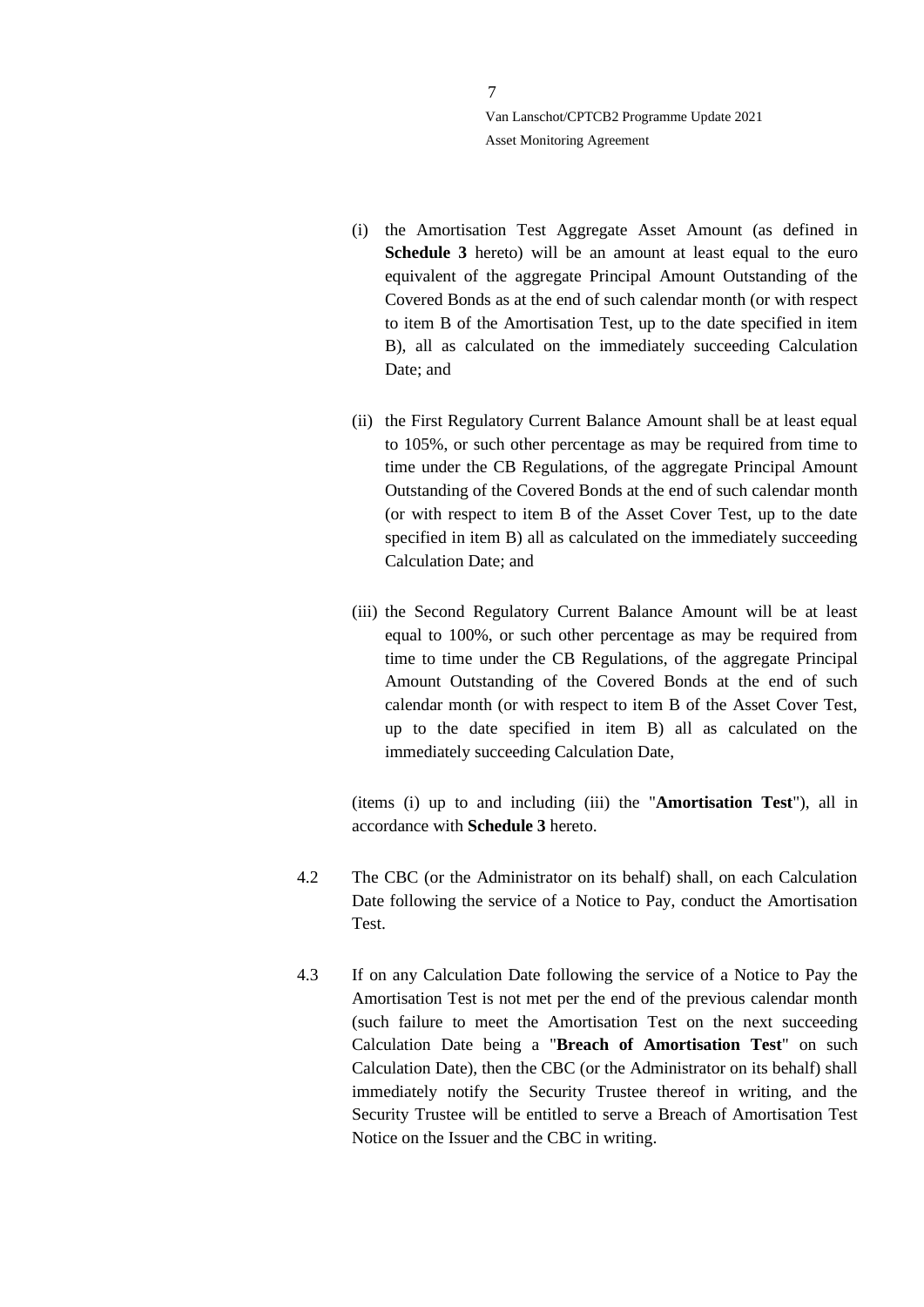(i) the Amortisation Test Aggregate Asset Amount (as defined in **Schedule 3** hereto) will be an amount at least equal to the euro equivalent of the aggregate Principal Amount Outstanding of the Covered Bonds as at the end of such calendar month (or with respect to item B of the Amortisation Test, up to the date specified in item B), all as calculated on the immediately succeeding Calculation Date; and

(ii) the First Regulatory Current Balance Amount shall be at least equal to 105%, or such other percentage as may be required from time to time under the CB Regulations, of the aggregate Principal Amount Outstanding of the Covered Bonds at the end of such calendar month (or with respect to item B of the Asset Cover Test, up to the date specified in item B) all as calculated on the immediately succeeding Calculation Date; and

(iii) the Second Regulatory Current Balance Amount will be at least equal to 100%, or such other percentage as may be required from time to time under the CB Regulations, of the aggregate Principal Amount Outstanding of the Covered Bonds at the end of such calendar month (or with respect to item B of the Asset Cover Test, up to the date specified in item B) all as calculated on the immediately succeeding Calculation Date,

(items (i) up to and including (iii) the "**Amortisation Test**"), all in accordance with **Schedule 3** hereto.

4.2 The CBC (or the Administrator on its behalf) shall, on each Calculation Date following the service of a Notice to Pay, conduct the Amortisation Test.

4.3 If on any Calculation Date following the service of a Notice to Pay the Amortisation Test is not met per the end of the previous calendar month (such failure to meet the Amortisation Test on the next succeeding Calculation Date being a "**Breach of Amortisation Test**" on such Calculation Date), then the CBC (or the Administrator on its behalf) shall immediately notify the Security Trustee thereof in writing, and the Security Trustee will be entitled to serve a Breach of Amortisation Test Notice on the Issuer and the CBC in writing.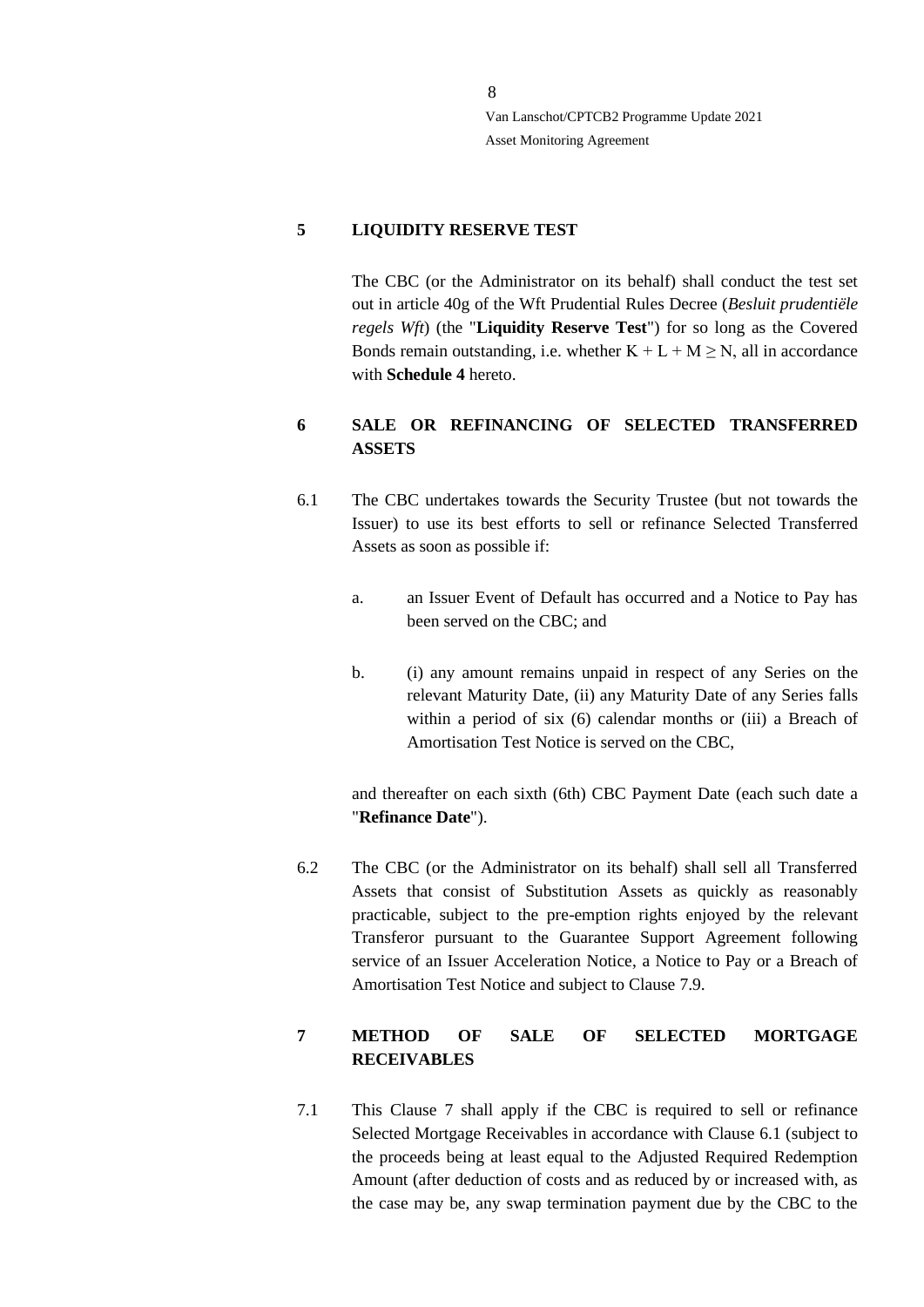## 5 LIQUIDITY RESERVE TEST

The CBC (or the Administrator on its behalf) shall conduct the test set out in article 40g of the Wft Prudential Rules Decree (*Besluit prudentiële regels Wft*) (the "**Liquidity Reserve Test**") for so long as the Covered Bonds remain outstanding, i.e. whether $K + L + M \geq N$, all in accordance with **Schedule 4** hereto.

## 6 SALE OR REFINANCING OF SELECTED TRANSFERRED ASSETS

6.1 The CBC undertakes towards the Security Trustee (but not towards the Issuer) to use its best efforts to sell or refinance Selected Transferred Assets as soon as possible if:

a. an Issuer Event of Default has occurred and a Notice to Pay has been served on the CBC; and

b. (i) any amount remains unpaid in respect of any Series on the relevant Maturity Date, (ii) any Maturity Date of any Series falls within a period of six (6) calendar months or (iii) a Breach of Amortisation Test Notice is served on the CBC,

and thereafter on each sixth (6th) CBC Payment Date (each such date a "**Refinance Date**").

6.2 The CBC (or the Administrator on its behalf) shall sell all Transferred Assets that consist of Substitution Assets as quickly as reasonably practicable, subject to the pre-emption rights enjoyed by the relevant Transferor pursuant to the Guarantee Support Agreement following service of an Issuer Acceleration Notice, a Notice to Pay or a Breach of Amortisation Test Notice and subject to Clause 7.9.

## 7 METHOD OF SALE OF SELECTED MORTGAGE RECEIVABLES

7.1 This Clause 7 shall apply if the CBC is required to sell or refinance Selected Mortgage Receivables in accordance with Clause 6.1 (subject to the proceeds being at least equal to the Adjusted Required Redemption Amount (after deduction of costs and as reduced by or increased with, as the case may be, any swap termination payment due by the CBC to the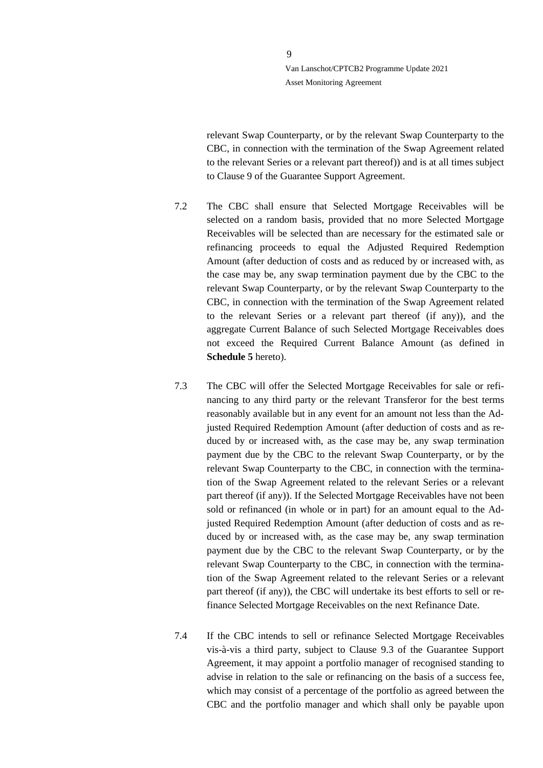relevant Swap Counterparty, or by the relevant Swap Counterparty to the CBC, in connection with the termination of the Swap Agreement related to the relevant Series or a relevant part thereof)) and is at all times subject to Clause 9 of the Guarantee Support Agreement.

7.2 The CBC shall ensure that Selected Mortgage Receivables will be selected on a random basis, provided that no more Selected Mortgage Receivables will be selected than are necessary for the estimated sale or refinancing proceeds to equal the Adjusted Required Redemption Amount (after deduction of costs and as reduced by or increased with, as the case may be, any swap termination payment due by the CBC to the relevant Swap Counterparty, or by the relevant Swap Counterparty to the CBC, in connection with the termination of the Swap Agreement related to the relevant Series or a relevant part thereof (if any)), and the aggregate Current Balance of such Selected Mortgage Receivables does not exceed the Required Current Balance Amount (as defined in **Schedule 5** hereto).

7.3 The CBC will offer the Selected Mortgage Receivables for sale or refinancing to any third party or the relevant Transferor for the best terms reasonably available but in any event for an amount not less than the Adjusted Required Redemption Amount (after deduction of costs and as reduced by or increased with, as the case may be, any swap termination payment due by the CBC to the relevant Swap Counterparty, or by the relevant Swap Counterparty to the CBC, in connection with the termination of the Swap Agreement related to the relevant Series or a relevant part thereof (if any)). If the Selected Mortgage Receivables have not been sold or refinanced (in whole or in part) for an amount equal to the Adjusted Required Redemption Amount (after deduction of costs and as reduced by or increased with, as the case may be, any swap termination payment due by the CBC to the relevant Swap Counterparty, or by the relevant Swap Counterparty to the CBC, in connection with the termination of the Swap Agreement related to the relevant Series or a relevant part thereof (if any)), the CBC will undertake its best efforts to sell or refinance Selected Mortgage Receivables on the next Refinance Date.

7.4 If the CBC intends to sell or refinance Selected Mortgage Receivables vis-à-vis a third party, subject to Clause 9.3 of the Guarantee Support Agreement, it may appoint a portfolio manager of recognised standing to advise in relation to the sale or refinancing on the basis of a success fee, which may consist of a percentage of the portfolio as agreed between the CBC and the portfolio manager and which shall only be payable upon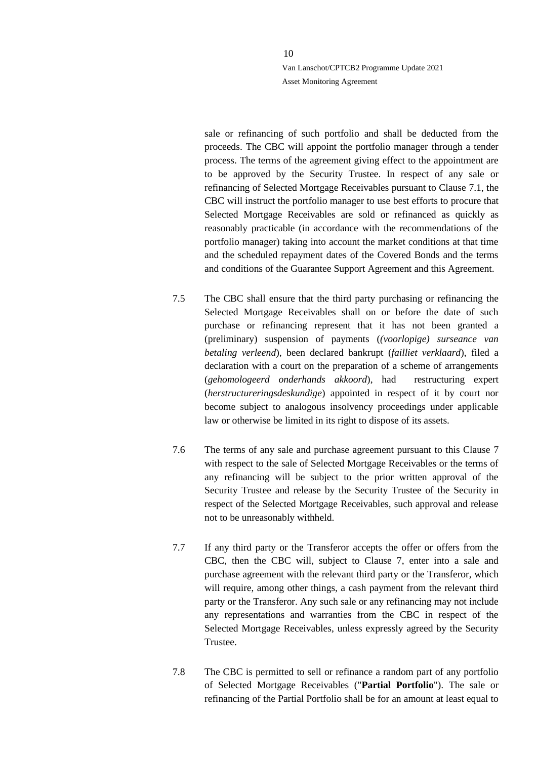sale or refinancing of such portfolio and shall be deducted from the proceeds. The CBC will appoint the portfolio manager through a tender process. The terms of the agreement giving effect to the appointment are to be approved by the Security Trustee. In respect of any sale or refinancing of Selected Mortgage Receivables pursuant to Clause 7.1, the CBC will instruct the portfolio manager to use best efforts to procure that Selected Mortgage Receivables are sold or refinanced as quickly as reasonably practicable (in accordance with the recommendations of the portfolio manager) taking into account the market conditions at that time and the scheduled repayment dates of the Covered Bonds and the terms and conditions of the Guarantee Support Agreement and this Agreement.

7.5 The CBC shall ensure that the third party purchasing or refinancing the Selected Mortgage Receivables shall on or before the date of such purchase or refinancing represent that it has not been granted a (preliminary) suspension of payments (*(voorlopige) surseance van betaling verleend*), been declared bankrupt (*failliet verklaard*), filed a declaration with a court on the preparation of a scheme of arrangements (*gehomologeerd onderhands akkoord*), had restructuring expert (*herstructureringsdeskundige*) appointed in respect of it by court nor become subject to analogous insolvency proceedings under applicable law or otherwise be limited in its right to dispose of its assets.

7.6 The terms of any sale and purchase agreement pursuant to this Clause 7 with respect to the sale of Selected Mortgage Receivables or the terms of any refinancing will be subject to the prior written approval of the Security Trustee and release by the Security Trustee of the Security in respect of the Selected Mortgage Receivables, such approval and release not to be unreasonably withheld.

7.7 If any third party or the Transferor accepts the offer or offers from the CBC, then the CBC will, subject to Clause 7, enter into a sale and purchase agreement with the relevant third party or the Transferor, which will require, among other things, a cash payment from the relevant third party or the Transferor. Any such sale or any refinancing may not include any representations and warranties from the CBC in respect of the Selected Mortgage Receivables, unless expressly agreed by the Security Trustee.

7.8 The CBC is permitted to sell or refinance a random part of any portfolio of Selected Mortgage Receivables ("**Partial Portfolio**"). The sale or refinancing of the Partial Portfolio shall be for an amount at least equal to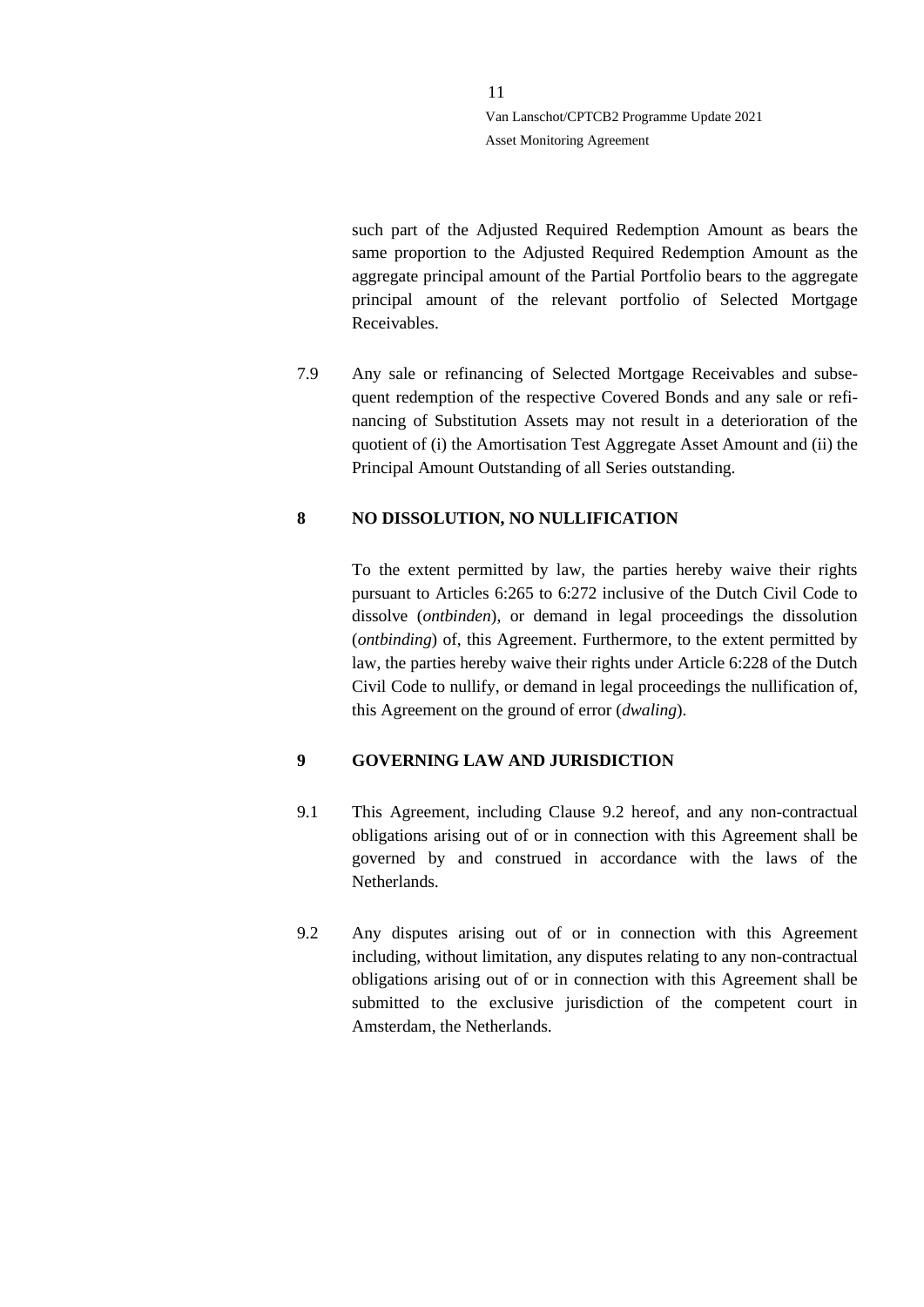such part of the Adjusted Required Redemption Amount as bears the same proportion to the Adjusted Required Redemption Amount as the aggregate principal amount of the Partial Portfolio bears to the aggregate principal amount of the relevant portfolio of Selected Mortgage Receivables.

7.9 Any sale or refinancing of Selected Mortgage Receivables and subsequent redemption of the respective Covered Bonds and any sale or refinancing of Substitution Assets may not result in a deterioration of the quotient of (i) the Amortisation Test Aggregate Asset Amount and (ii) the Principal Amount Outstanding of all Series outstanding.

## 8 NO DISSOLUTION, NO NULLIFICATION

To the extent permitted by law, the parties hereby waive their rights pursuant to Articles 6:265 to 6:272 inclusive of the Dutch Civil Code to dissolve (*ontbinden*), or demand in legal proceedings the dissolution (*ontbinding*) of, this Agreement. Furthermore, to the extent permitted by law, the parties hereby waive their rights under Article 6:228 of the Dutch Civil Code to nullify, or demand in legal proceedings the nullification of, this Agreement on the ground of error (*dwaling*).

## 9 GOVERNING LAW AND JURISDICTION

9.1 This Agreement, including Clause 9.2 hereof, and any non-contractual obligations arising out of or in connection with this Agreement shall be governed by and construed in accordance with the laws of the Netherlands.

9.2 Any disputes arising out of or in connection with this Agreement including, without limitation, any disputes relating to any non-contractual obligations arising out of or in connection with this Agreement shall be submitted to the exclusive jurisdiction of the competent court in Amsterdam, the Netherlands.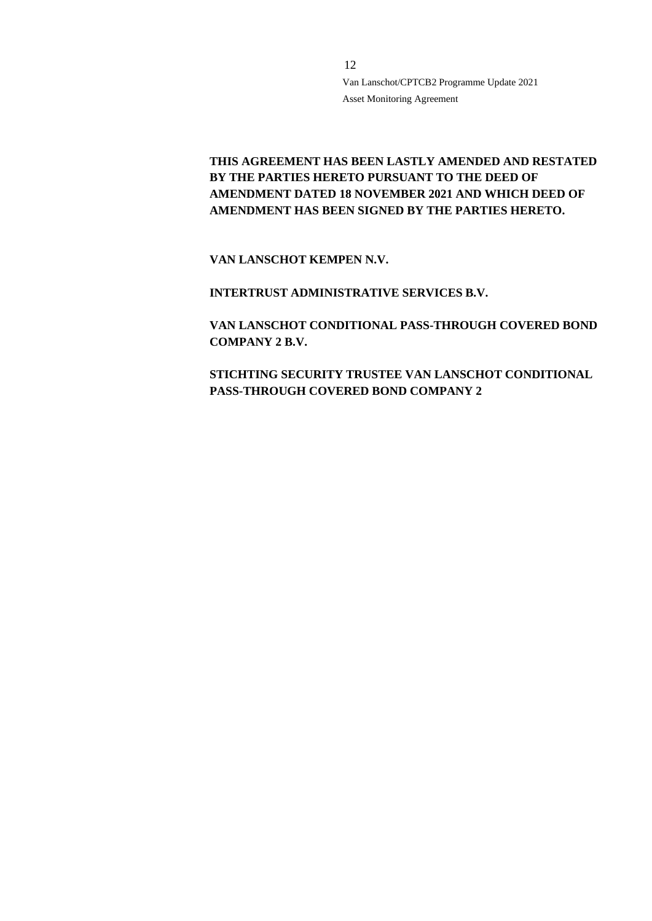**THIS AGREEMENT HAS BEEN LASTLY AMENDED AND RESTATED BY THE PARTIES HERETO PURSUANT TO THE DEED OF AMENDMENT DATED 18 NOVEMBER 2021 AND WHICH DEED OF AMENDMENT HAS BEEN SIGNED BY THE PARTIES HERETO.**

**VAN LANSCHOT KEMPEN N.V.**

**INTERTRUST ADMINISTRATIVE SERVICES B.V.**

**VAN LANSCHOT CONDITIONAL PASS-THROUGH COVERED BOND COMPANY 2 B.V.**

**STICHTING SECURITY TRUSTEE VAN LANSCHOT CONDITIONAL PASS-THROUGH COVERED BOND COMPANY 2**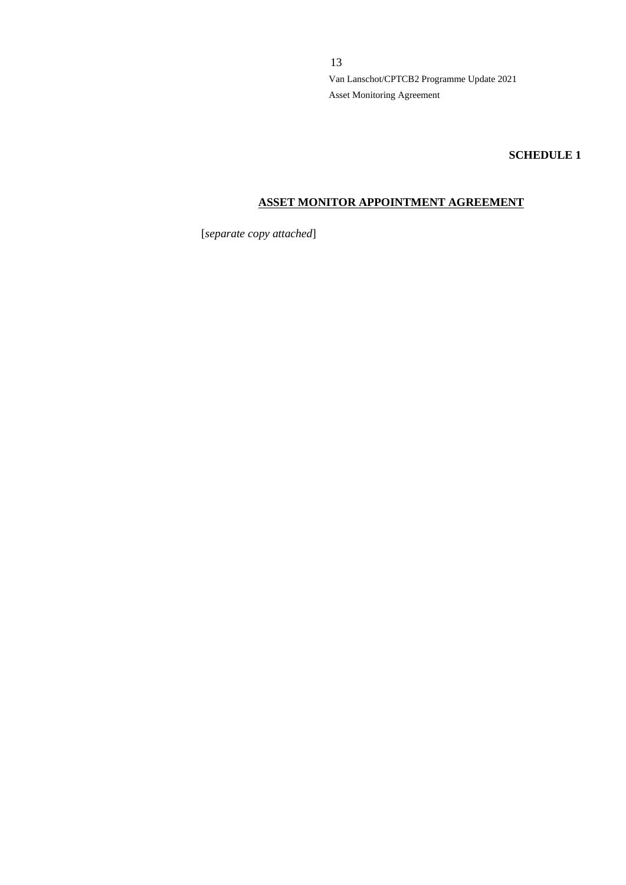**SCHEDULE 1**

**ASSET MONITOR APPOINTMENT AGREEMENT**

[*separate copy attached*]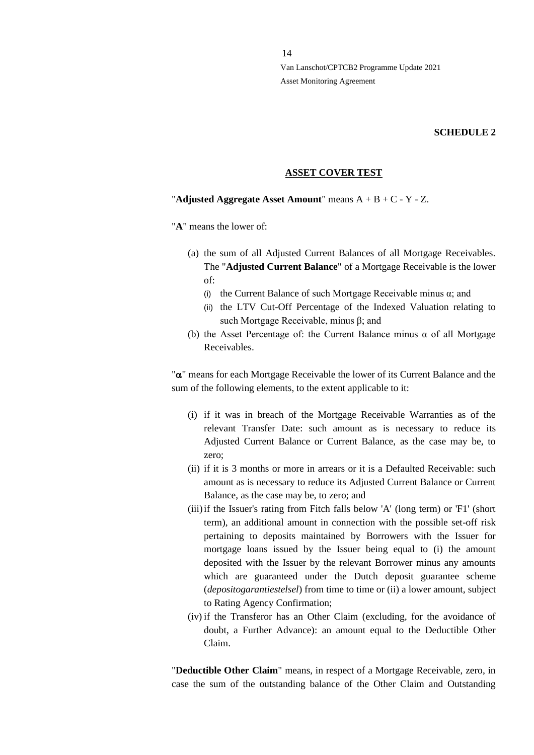**SCHEDULE 2**

**ASSET COVER TEST**

"**Adjusted Aggregate Asset Amount**" means A + B + C - Y - Z.

"**A**" means the lower of:

(a) the sum of all Adjusted Current Balances of all Mortgage Receivables. The "**Adjusted Current Balance**" of a Mortgage Receivable is the lower of:
   (i) the Current Balance of such Mortgage Receivable minus $\alpha$; and
   (ii) the LTV Cut-Off Percentage of the Indexed Valuation relating to such Mortgage Receivable, minus $\beta$; and

(b) the Asset Percentage of: the Current Balance minus $\alpha$ of all Mortgage Receivables.

"$\alpha$" means for each Mortgage Receivable the lower of its Current Balance and the sum of the following elements, to the extent applicable to it:

(i) if it was in breach of the Mortgage Receivable Warranties as of the relevant Transfer Date: such amount as is necessary to reduce its Adjusted Current Balance or Current Balance, as the case may be, to zero;

(ii) if it is 3 months or more in arrears or it is a Defaulted Receivable: such amount as is necessary to reduce its Adjusted Current Balance or Current Balance, as the case may be, to zero; and

(iii) if the Issuer's rating from Fitch falls below 'A' (long term) or 'F1' (short term), an additional amount in connection with the possible set-off risk pertaining to deposits maintained by Borrowers with the Issuer for mortgage loans issued by the Issuer being equal to (i) the amount deposited with the Issuer by the relevant Borrower minus any amounts which are guaranteed under the Dutch deposit guarantee scheme (*depositogarantiestelsel*) from time to time or (ii) a lower amount, subject to Rating Agency Confirmation;

(iv) if the Transferor has an Other Claim (excluding, for the avoidance of doubt, a Further Advance): an amount equal to the Deductible Other Claim.

"**Deductible Other Claim**" means, in respect of a Mortgage Receivable, zero, in case the sum of the outstanding balance of the Other Claim and Outstanding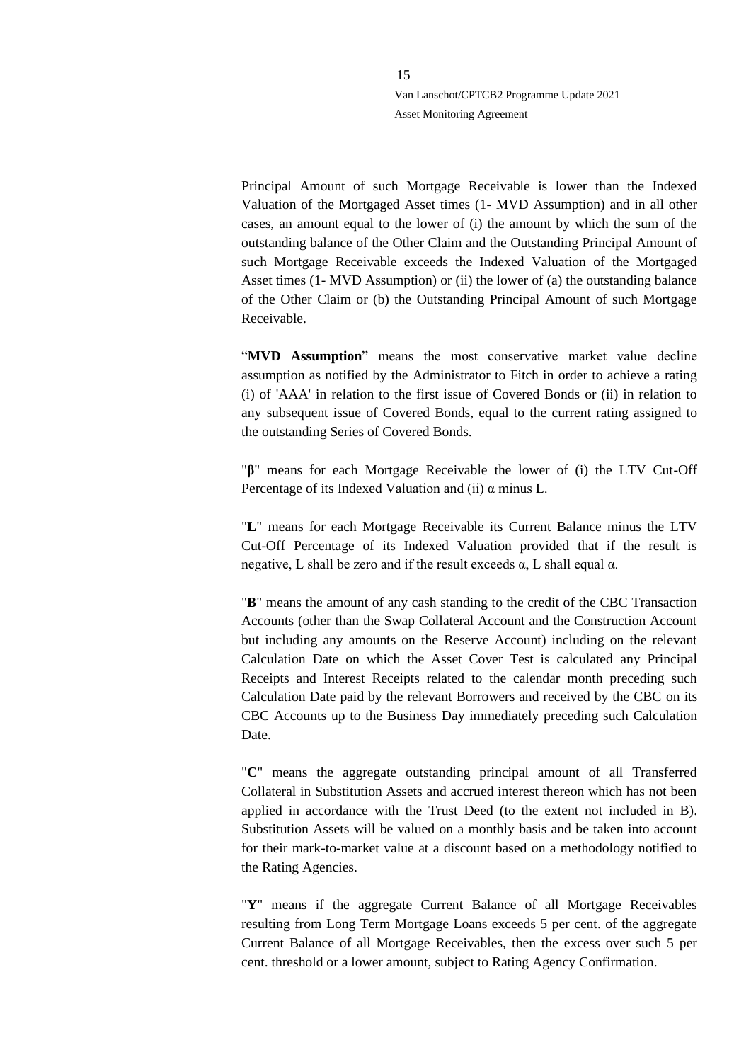Principal Amount of such Mortgage Receivable is lower than the Indexed Valuation of the Mortgaged Asset times (1- MVD Assumption) and in all other cases, an amount equal to the lower of (i) the amount by which the sum of the outstanding balance of the Other Claim and the Outstanding Principal Amount of such Mortgage Receivable exceeds the Indexed Valuation of the Mortgaged Asset times (1- MVD Assumption) or (ii) the lower of (a) the outstanding balance of the Other Claim or (b) the Outstanding Principal Amount of such Mortgage Receivable.

"**MVD Assumption**" means the most conservative market value decline assumption as notified by the Administrator to Fitch in order to achieve a rating (i) of 'AAA' in relation to the first issue of Covered Bonds or (ii) in relation to any subsequent issue of Covered Bonds, equal to the current rating assigned to the outstanding Series of Covered Bonds.

"**β**" means for each Mortgage Receivable the lower of (i) the LTV Cut-Off Percentage of its Indexed Valuation and (ii) $\alpha$ minus L.

"**L**" means for each Mortgage Receivable its Current Balance minus the LTV Cut-Off Percentage of its Indexed Valuation provided that if the result is negative, L shall be zero and if the result exceeds $\alpha$, L shall equal $\alpha$.

"**B**" means the amount of any cash standing to the credit of the CBC Transaction Accounts (other than the Swap Collateral Account and the Construction Account but including any amounts on the Reserve Account) including on the relevant Calculation Date on which the Asset Cover Test is calculated any Principal Receipts and Interest Receipts related to the calendar month preceding such Calculation Date paid by the relevant Borrowers and received by the CBC on its CBC Accounts up to the Business Day immediately preceding such Calculation Date.

"**C**" means the aggregate outstanding principal amount of all Transferred Collateral in Substitution Assets and accrued interest thereon which has not been applied in accordance with the Trust Deed (to the extent not included in B). Substitution Assets will be valued on a monthly basis and be taken into account for their mark-to-market value at a discount based on a methodology notified to the Rating Agencies.

"**Y**" means if the aggregate Current Balance of all Mortgage Receivables resulting from Long Term Mortgage Loans exceeds 5 per cent. of the aggregate Current Balance of all Mortgage Receivables, then the excess over such 5 per cent. threshold or a lower amount, subject to Rating Agency Confirmation.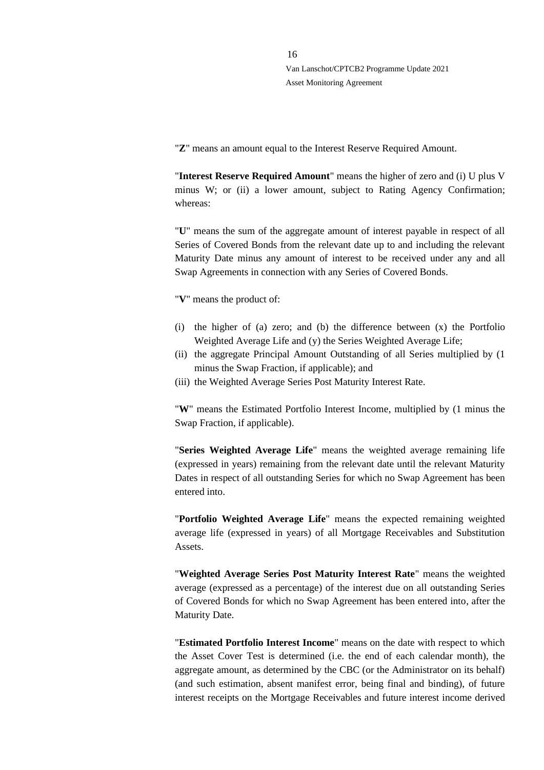"**Z**" means an amount equal to the Interest Reserve Required Amount.

"**Interest Reserve Required Amount**" means the higher of zero and (i) U plus V minus W; or (ii) a lower amount, subject to Rating Agency Confirmation; whereas:

"**U**" means the sum of the aggregate amount of interest payable in respect of all Series of Covered Bonds from the relevant date up to and including the relevant Maturity Date minus any amount of interest to be received under any and all Swap Agreements in connection with any Series of Covered Bonds.

"**V**" means the product of:

(i) the higher of (a) zero; and (b) the difference between (x) the Portfolio Weighted Average Life and (y) the Series Weighted Average Life;
(ii) the aggregate Principal Amount Outstanding of all Series multiplied by (1 minus the Swap Fraction, if applicable); and
(iii) the Weighted Average Series Post Maturity Interest Rate.

"**W**" means the Estimated Portfolio Interest Income, multiplied by (1 minus the Swap Fraction, if applicable).

"**Series Weighted Average Life**" means the weighted average remaining life (expressed in years) remaining from the relevant date until the relevant Maturity Dates in respect of all outstanding Series for which no Swap Agreement has been entered into.

"**Portfolio Weighted Average Life**" means the expected remaining weighted average life (expressed in years) of all Mortgage Receivables and Substitution Assets.

"**Weighted Average Series Post Maturity Interest Rate**" means the weighted average (expressed as a percentage) of the interest due on all outstanding Series of Covered Bonds for which no Swap Agreement has been entered into, after the Maturity Date.

"**Estimated Portfolio Interest Income**" means on the date with respect to which the Asset Cover Test is determined (i.e. the end of each calendar month), the aggregate amount, as determined by the CBC (or the Administrator on its behalf) (and such estimation, absent manifest error, being final and binding), of future interest receipts on the Mortgage Receivables and future interest income derived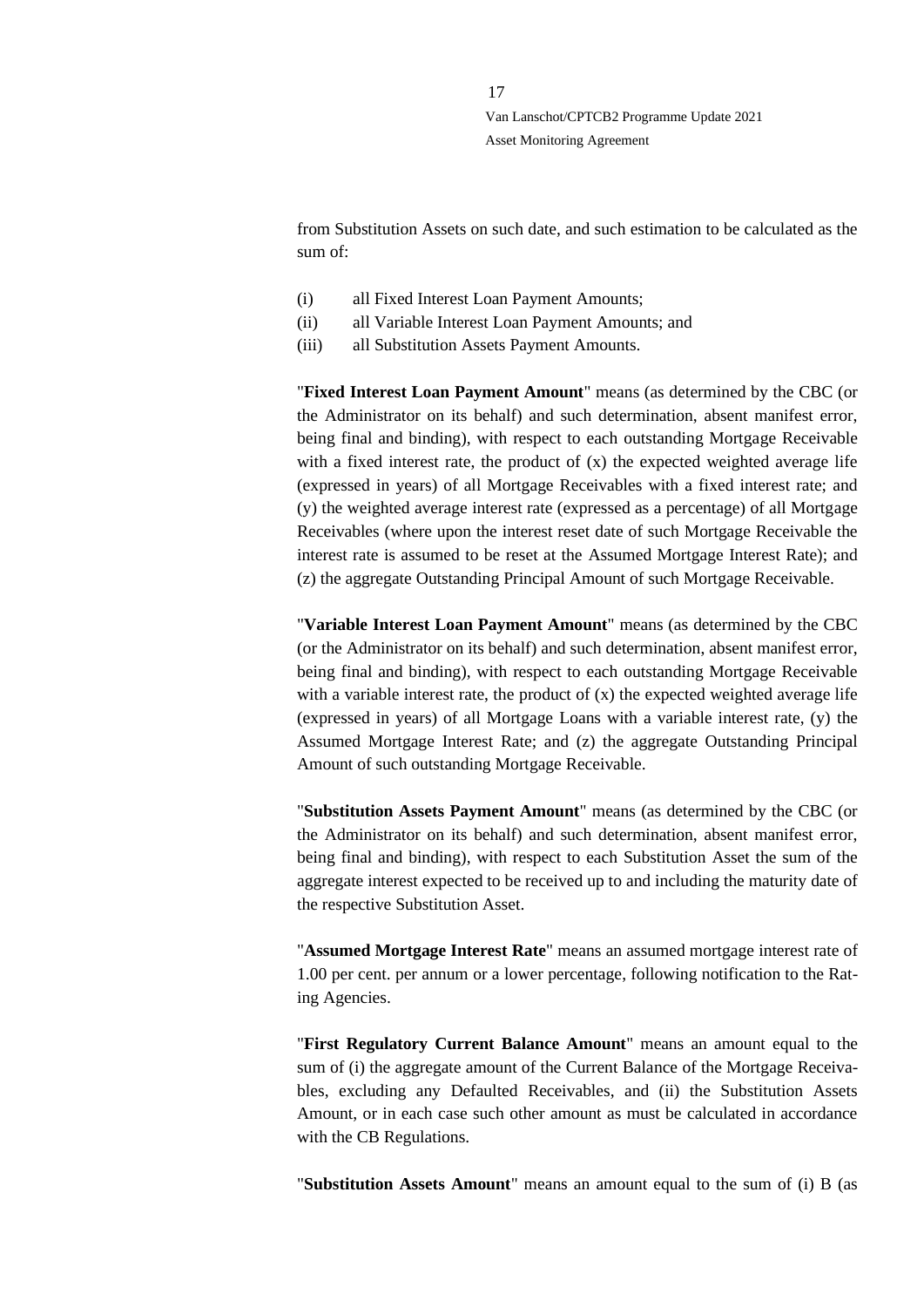from Substitution Assets on such date, and such estimation to be calculated as the sum of:

(i) all Fixed Interest Loan Payment Amounts;
(ii) all Variable Interest Loan Payment Amounts; and
(iii) all Substitution Assets Payment Amounts.

"**Fixed Interest Loan Payment Amount**" means (as determined by the CBC (or the Administrator on its behalf) and such determination, absent manifest error, being final and binding), with respect to each outstanding Mortgage Receivable with a fixed interest rate, the product of (x) the expected weighted average life (expressed in years) of all Mortgage Receivables with a fixed interest rate; and (y) the weighted average interest rate (expressed as a percentage) of all Mortgage Receivables (where upon the interest reset date of such Mortgage Receivable the interest rate is assumed to be reset at the Assumed Mortgage Interest Rate); and (z) the aggregate Outstanding Principal Amount of such Mortgage Receivable.

"**Variable Interest Loan Payment Amount**" means (as determined by the CBC (or the Administrator on its behalf) and such determination, absent manifest error, being final and binding), with respect to each outstanding Mortgage Receivable with a variable interest rate, the product of (x) the expected weighted average life (expressed in years) of all Mortgage Loans with a variable interest rate, (y) the Assumed Mortgage Interest Rate; and (z) the aggregate Outstanding Principal Amount of such outstanding Mortgage Receivable.

"**Substitution Assets Payment Amount**" means (as determined by the CBC (or the Administrator on its behalf) and such determination, absent manifest error, being final and binding), with respect to each Substitution Asset the sum of the aggregate interest expected to be received up to and including the maturity date of the respective Substitution Asset.

"**Assumed Mortgage Interest Rate**" means an assumed mortgage interest rate of 1.00 per cent. per annum or a lower percentage, following notification to the Rating Agencies.

"**First Regulatory Current Balance Amount**" means an amount equal to the sum of (i) the aggregate amount of the Current Balance of the Mortgage Receivables, excluding any Defaulted Receivables, and (ii) the Substitution Assets Amount, or in each case such other amount as must be calculated in accordance with the CB Regulations.

"**Substitution Assets Amount**" means an amount equal to the sum of (i) B (as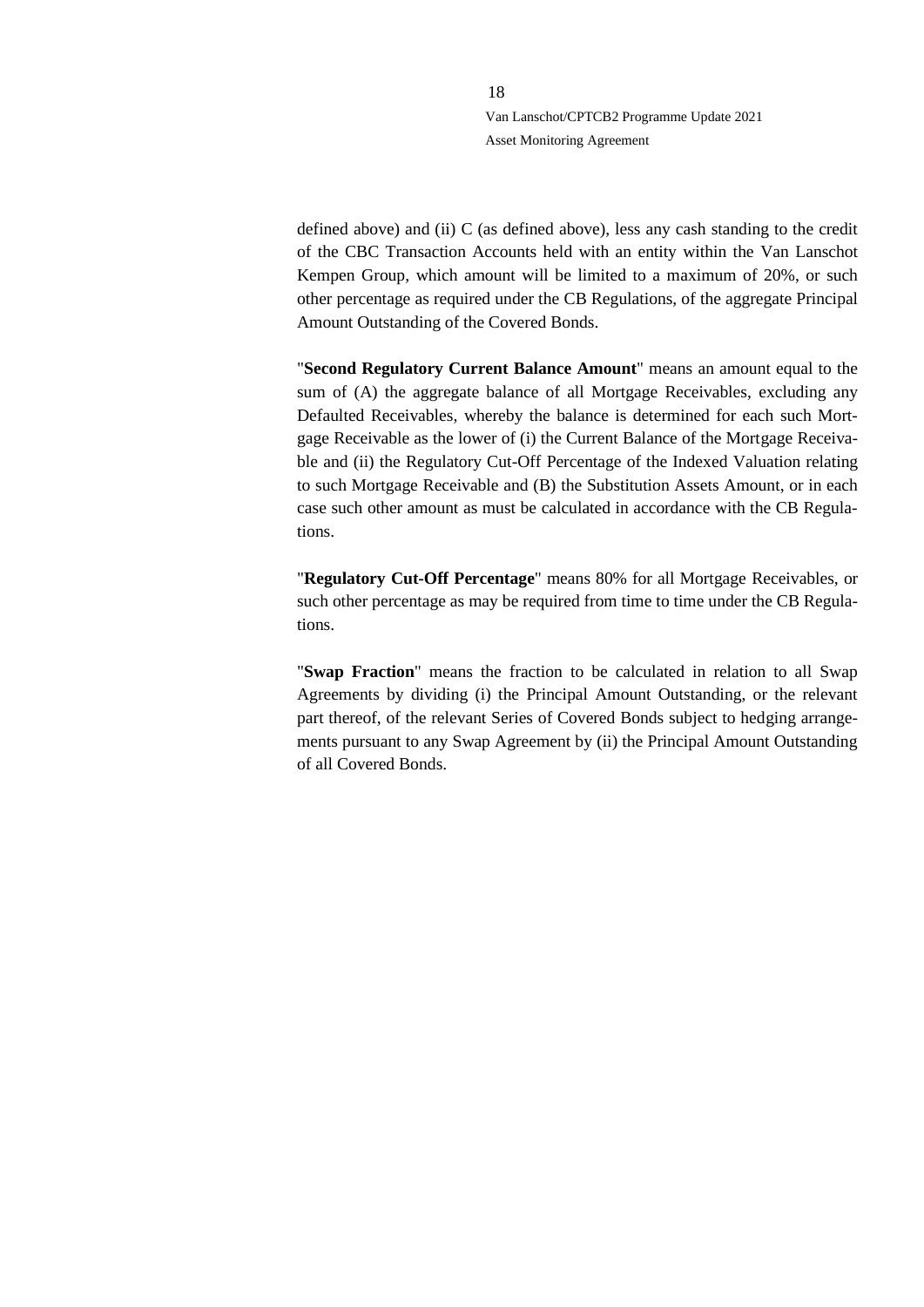defined above) and (ii) C (as defined above), less any cash standing to the credit of the CBC Transaction Accounts held with an entity within the Van Lanschot Kempen Group, which amount will be limited to a maximum of 20%, or such other percentage as required under the CB Regulations, of the aggregate Principal Amount Outstanding of the Covered Bonds.

"**Second Regulatory Current Balance Amount**" means an amount equal to the sum of (A) the aggregate balance of all Mortgage Receivables, excluding any Defaulted Receivables, whereby the balance is determined for each such Mortgage Receivable as the lower of (i) the Current Balance of the Mortgage Receivable and (ii) the Regulatory Cut-Off Percentage of the Indexed Valuation relating to such Mortgage Receivable and (B) the Substitution Assets Amount, or in each case such other amount as must be calculated in accordance with the CB Regulations.

"**Regulatory Cut-Off Percentage**" means 80% for all Mortgage Receivables, or such other percentage as may be required from time to time under the CB Regulations.

"**Swap Fraction**" means the fraction to be calculated in relation to all Swap Agreements by dividing (i) the Principal Amount Outstanding, or the relevant part thereof, of the relevant Series of Covered Bonds subject to hedging arrangements pursuant to any Swap Agreement by (ii) the Principal Amount Outstanding of all Covered Bonds.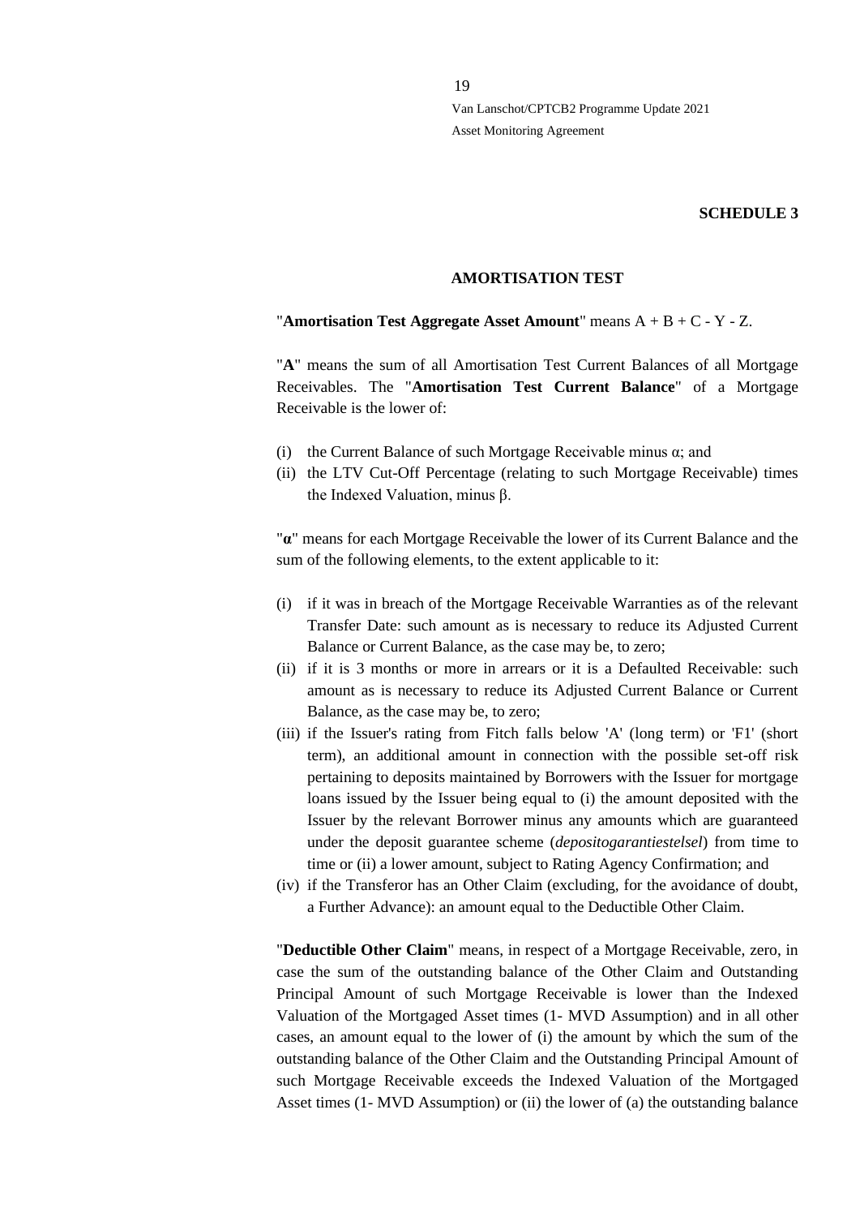**SCHEDULE 3**

**AMORTISATION TEST**

"**Amortisation Test Aggregate Asset Amount**" means $A + B + C - Y - Z$.

"**A**" means the sum of all Amortisation Test Current Balances of all Mortgage Receivables. The "**Amortisation Test Current Balance**" of a Mortgage Receivable is the lower of:

(i) the Current Balance of such Mortgage Receivable minus $\alpha$; and
(ii) the LTV Cut-Off Percentage (relating to such Mortgage Receivable) times the Indexed Valuation, minus $\beta$.

"**$\alpha$**" means for each Mortgage Receivable the lower of its Current Balance and the sum of the following elements, to the extent applicable to it:

(i) if it was in breach of the Mortgage Receivable Warranties as of the relevant Transfer Date: such amount as is necessary to reduce its Adjusted Current Balance or Current Balance, as the case may be, to zero;
(ii) if it is 3 months or more in arrears or it is a Defaulted Receivable: such amount as is necessary to reduce its Adjusted Current Balance or Current Balance, as the case may be, to zero;
(iii) if the Issuer's rating from Fitch falls below 'A' (long term) or 'F1' (short term), an additional amount in connection with the possible set-off risk pertaining to deposits maintained by Borrowers with the Issuer for mortgage loans issued by the Issuer being equal to (i) the amount deposited with the Issuer by the relevant Borrower minus any amounts which are guaranteed under the deposit guarantee scheme (*depositogarantiestelsel*) from time to time or (ii) a lower amount, subject to Rating Agency Confirmation; and
(iv) if the Transferor has an Other Claim (excluding, for the avoidance of doubt, a Further Advance): an amount equal to the Deductible Other Claim.

"**Deductible Other Claim**" means, in respect of a Mortgage Receivable, zero, in case the sum of the outstanding balance of the Other Claim and Outstanding Principal Amount of such Mortgage Receivable is lower than the Indexed Valuation of the Mortgaged Asset times (1- MVD Assumption) and in all other cases, an amount equal to the lower of (i) the amount by which the sum of the outstanding balance of the Other Claim and the Outstanding Principal Amount of such Mortgage Receivable exceeds the Indexed Valuation of the Mortgaged Asset times (1- MVD Assumption) or (ii) the lower of (a) the outstanding balance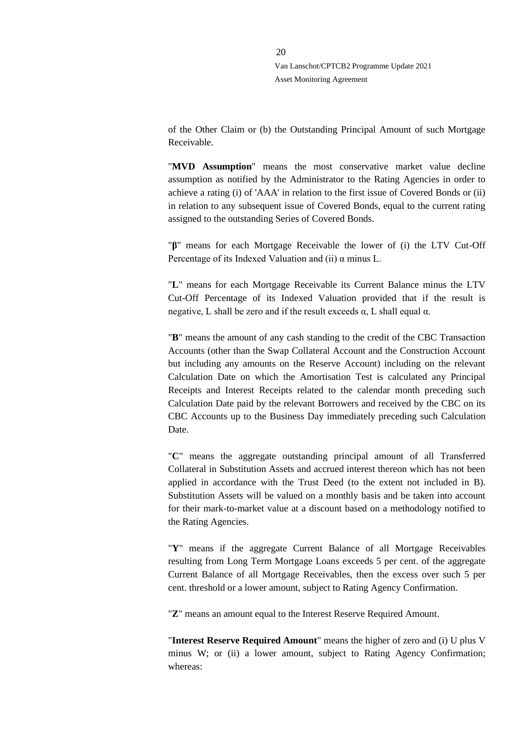of the Other Claim or (b) the Outstanding Principal Amount of such Mortgage Receivable.

"**MVD Assumption**" means the most conservative market value decline assumption as notified by the Administrator to the Rating Agencies in order to achieve a rating (i) of 'AAA' in relation to the first issue of Covered Bonds or (ii) in relation to any subsequent issue of Covered Bonds, equal to the current rating assigned to the outstanding Series of Covered Bonds.

"**β**" means for each Mortgage Receivable the lower of (i) the LTV Cut-Off Percentage of its Indexed Valuation and (ii) $\alpha$ minus L.

"**L**" means for each Mortgage Receivable its Current Balance minus the LTV Cut-Off Percentage of its Indexed Valuation provided that if the result is negative, L shall be zero and if the result exceeds $\alpha$, L shall equal $\alpha$.

"**B**" means the amount of any cash standing to the credit of the CBC Transaction Accounts (other than the Swap Collateral Account and the Construction Account but including any amounts on the Reserve Account) including on the relevant Calculation Date on which the Amortisation Test is calculated any Principal Receipts and Interest Receipts related to the calendar month preceding such Calculation Date paid by the relevant Borrowers and received by the CBC on its CBC Accounts up to the Business Day immediately preceding such Calculation Date.

"**C**" means the aggregate outstanding principal amount of all Transferred Collateral in Substitution Assets and accrued interest thereon which has not been applied in accordance with the Trust Deed (to the extent not included in B). Substitution Assets will be valued on a monthly basis and be taken into account for their mark-to-market value at a discount based on a methodology notified to the Rating Agencies.

"**Y**" means if the aggregate Current Balance of all Mortgage Receivables resulting from Long Term Mortgage Loans exceeds 5 per cent. of the aggregate Current Balance of all Mortgage Receivables, then the excess over such 5 per cent. threshold or a lower amount, subject to Rating Agency Confirmation.

"**Z**" means an amount equal to the Interest Reserve Required Amount.

"**Interest Reserve Required Amount**" means the higher of zero and (i) U plus V minus W; or (ii) a lower amount, subject to Rating Agency Confirmation; whereas: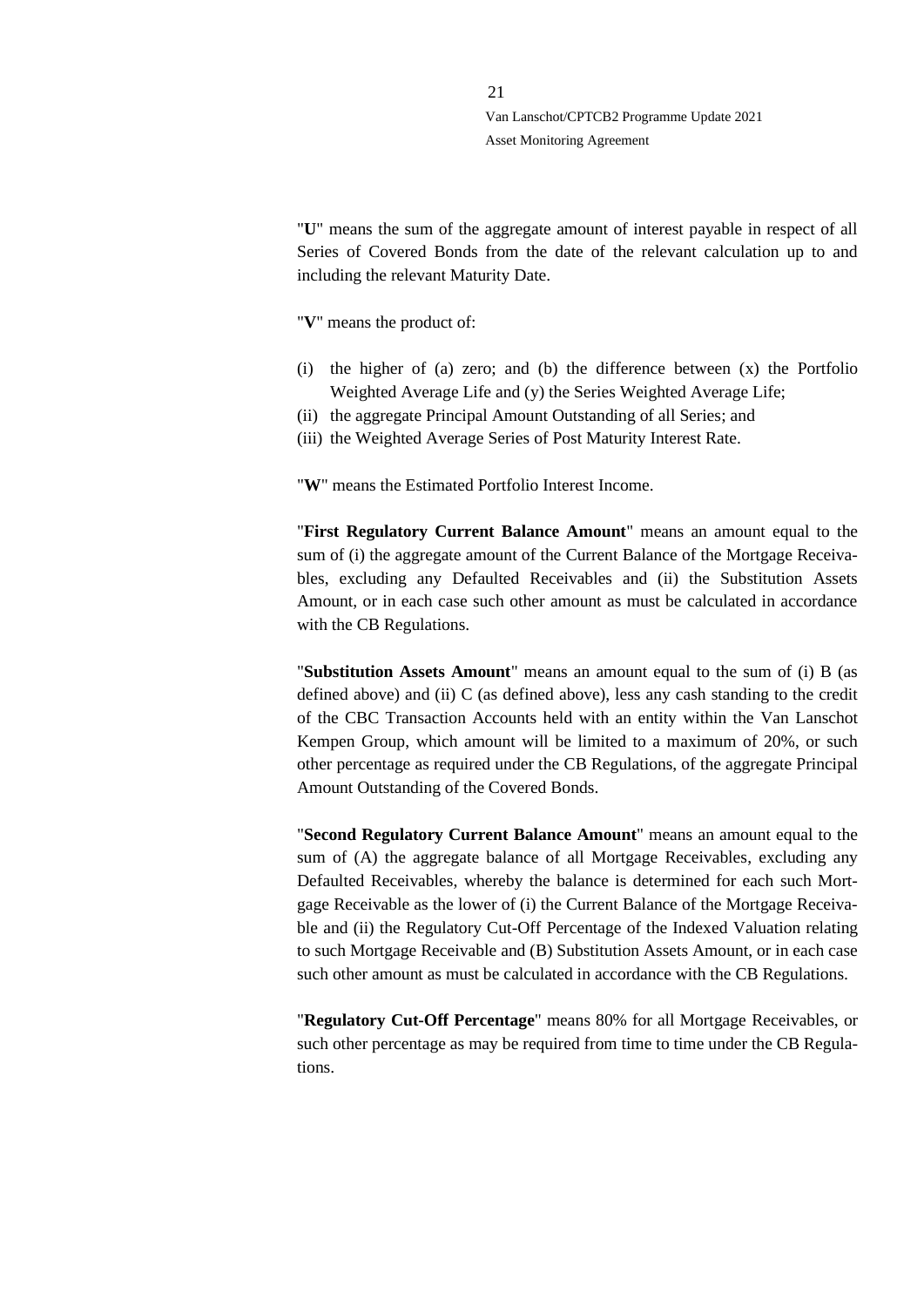"**U**" means the sum of the aggregate amount of interest payable in respect of all Series of Covered Bonds from the date of the relevant calculation up to and including the relevant Maturity Date.

"**V**" means the product of:

(i) the higher of (a) zero; and (b) the difference between (x) the Portfolio Weighted Average Life and (y) the Series Weighted Average Life;
(ii) the aggregate Principal Amount Outstanding of all Series; and
(iii) the Weighted Average Series of Post Maturity Interest Rate.

"**W**" means the Estimated Portfolio Interest Income.

"**First Regulatory Current Balance Amount**" means an amount equal to the sum of (i) the aggregate amount of the Current Balance of the Mortgage Receivables, excluding any Defaulted Receivables and (ii) the Substitution Assets Amount, or in each case such other amount as must be calculated in accordance with the CB Regulations.

"**Substitution Assets Amount**" means an amount equal to the sum of (i) B (as defined above) and (ii) C (as defined above), less any cash standing to the credit of the CBC Transaction Accounts held with an entity within the Van Lanschot Kempen Group, which amount will be limited to a maximum of 20%, or such other percentage as required under the CB Regulations, of the aggregate Principal Amount Outstanding of the Covered Bonds.

"**Second Regulatory Current Balance Amount**" means an amount equal to the sum of (A) the aggregate balance of all Mortgage Receivables, excluding any Defaulted Receivables, whereby the balance is determined for each such Mortgage Receivable as the lower of (i) the Current Balance of the Mortgage Receivable and (ii) the Regulatory Cut-Off Percentage of the Indexed Valuation relating to such Mortgage Receivable and (B) Substitution Assets Amount, or in each case such other amount as must be calculated in accordance with the CB Regulations.

"**Regulatory Cut-Off Percentage**" means 80% for all Mortgage Receivables, or such other percentage as may be required from time to time under the CB Regulations.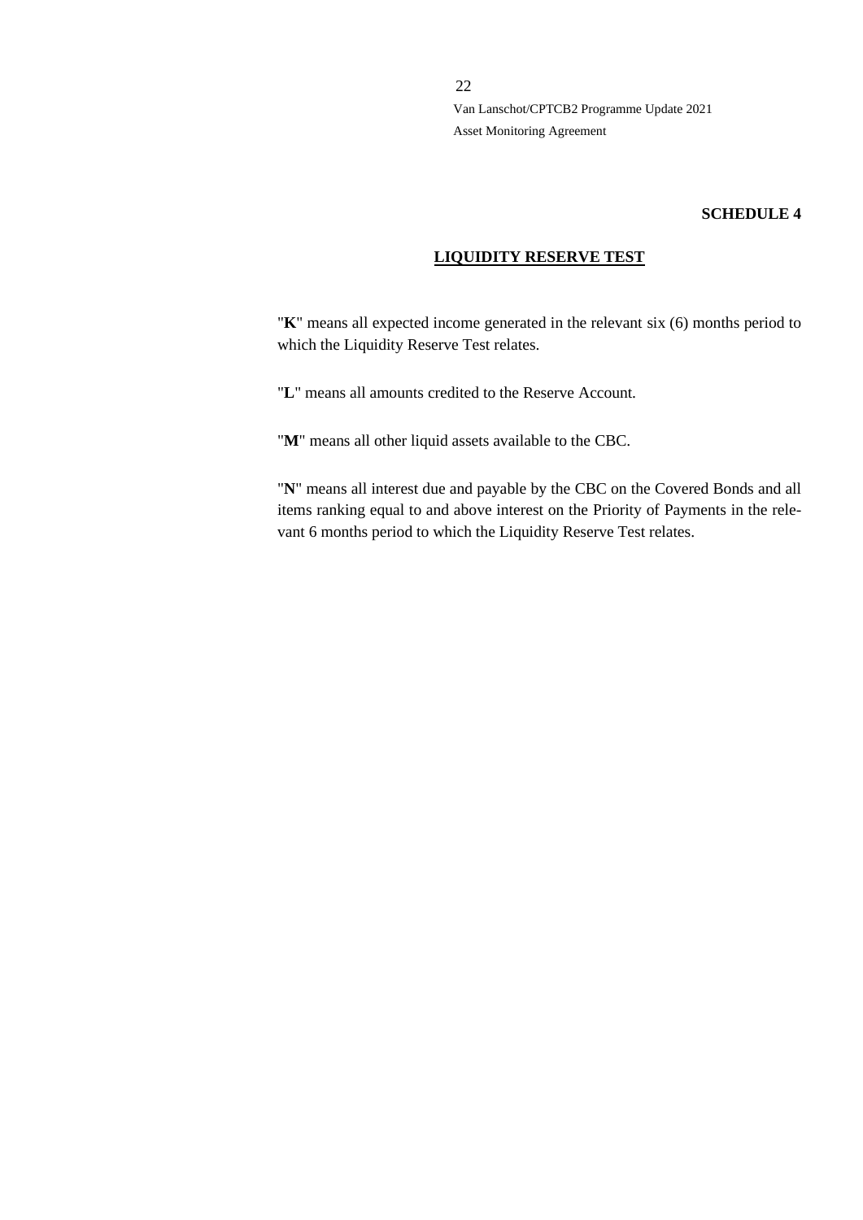**SCHEDULE 4**

**LIQUIDITY RESERVE TEST**

"**K**" means all expected income generated in the relevant six (6) months period to which the Liquidity Reserve Test relates.

"**L**" means all amounts credited to the Reserve Account.

"**M**" means all other liquid assets available to the CBC.

"**N**" means all interest due and payable by the CBC on the Covered Bonds and all items ranking equal to and above interest on the Priority of Payments in the relevant 6 months period to which the Liquidity Reserve Test relates.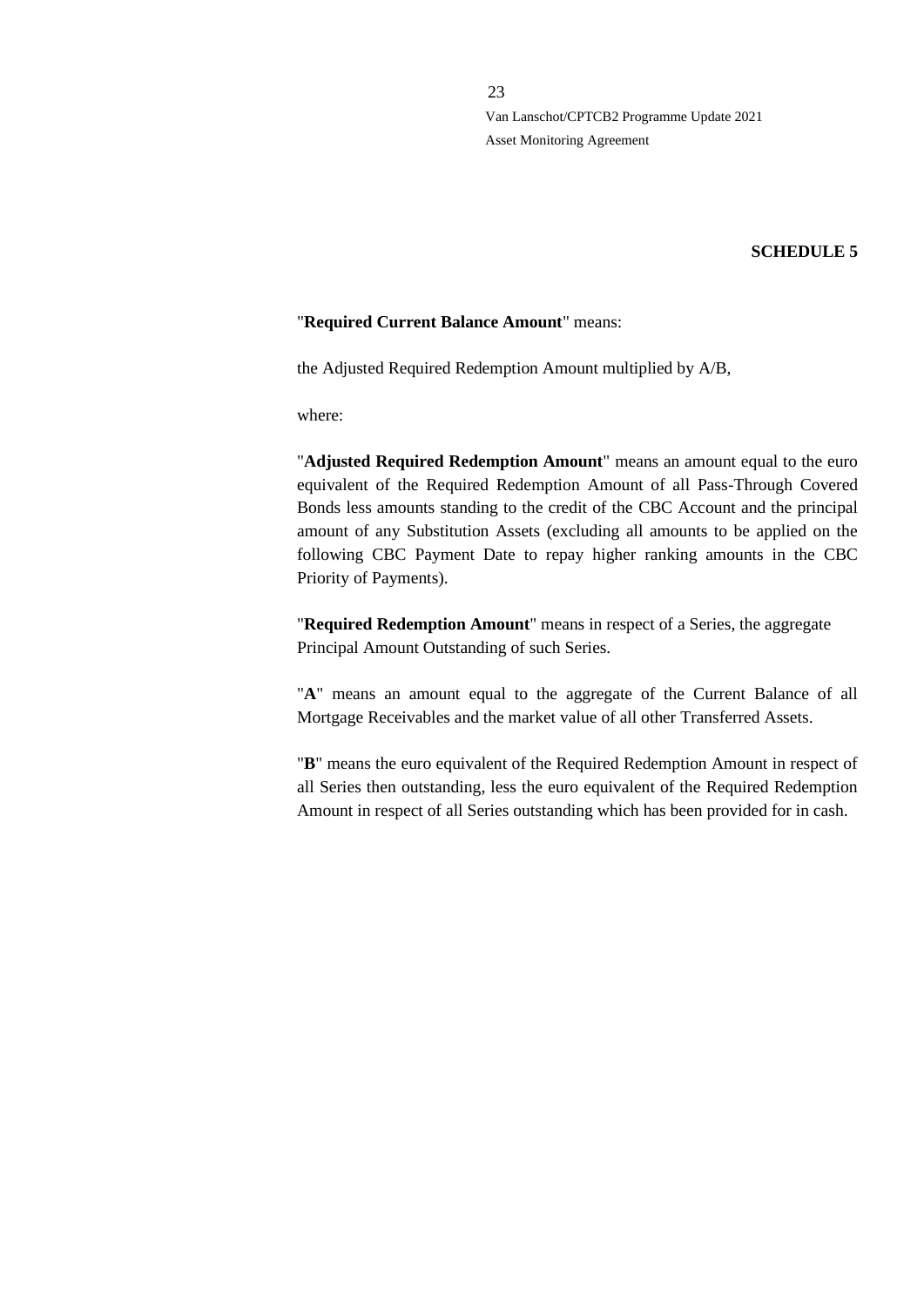## SCHEDULE 5

"**Required Current Balance Amount**" means:

the Adjusted Required Redemption Amount multiplied by A/B,

where:

"**Adjusted Required Redemption Amount**" means an amount equal to the euro equivalent of the Required Redemption Amount of all Pass-Through Covered Bonds less amounts standing to the credit of the CBC Account and the principal amount of any Substitution Assets (excluding all amounts to be applied on the following CBC Payment Date to repay higher ranking amounts in the CBC Priority of Payments).

"**Required Redemption Amount**" means in respect of a Series, the aggregate Principal Amount Outstanding of such Series.

"**A**" means an amount equal to the aggregate of the Current Balance of all Mortgage Receivables and the market value of all other Transferred Assets.

"**B**" means the euro equivalent of the Required Redemption Amount in respect of all Series then outstanding, less the euro equivalent of the Required Redemption Amount in respect of all Series outstanding which has been provided for in cash.